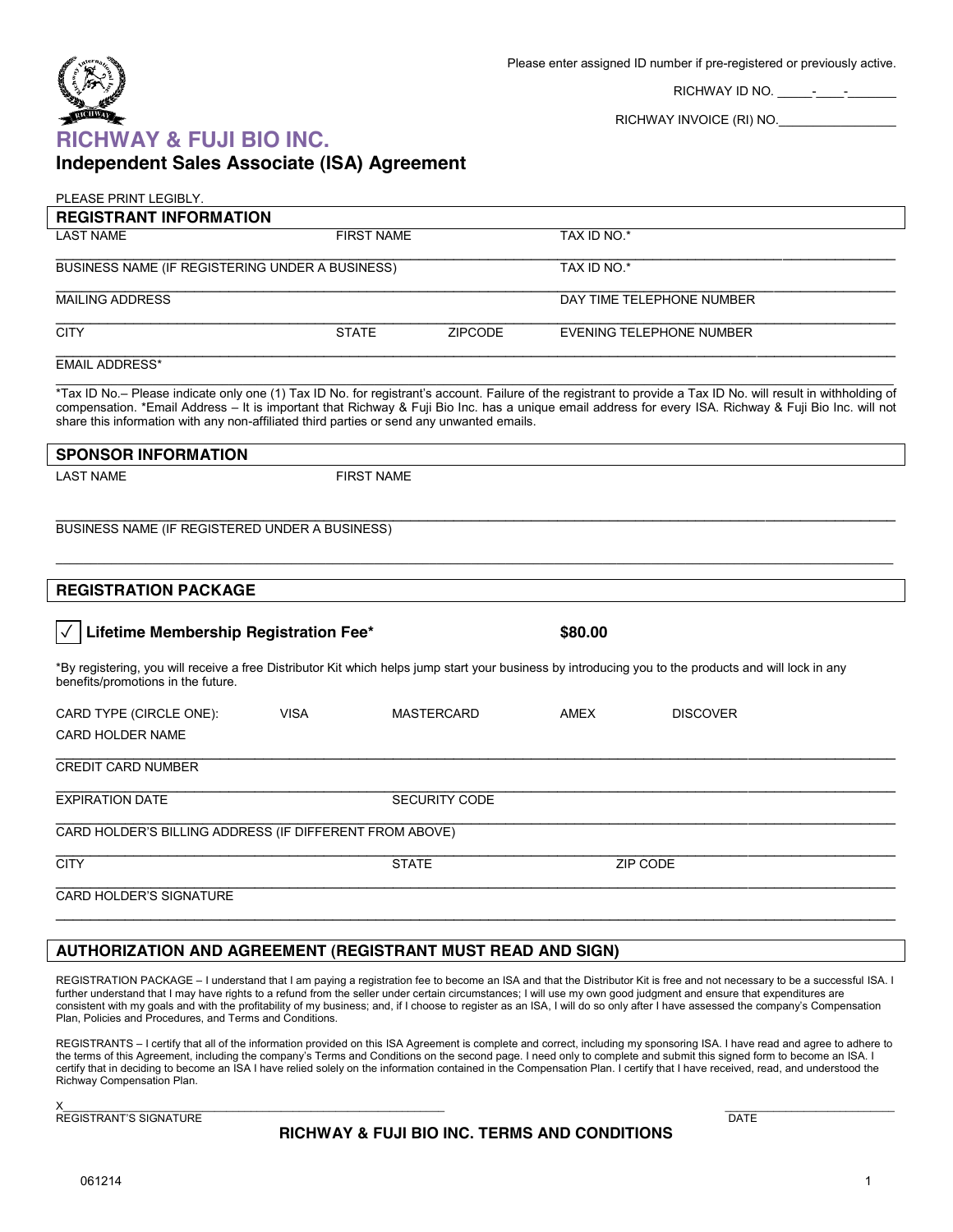Please enter assigned ID number if pre-registered or previously active.

RICHWAY ID NO. \_\_\_\_\_-\_\_\_\_-\_\_\_\_\_\_\_

RICHWAY INVOICE (RI) NO.\_\_\_\_\_\_\_\_\_\_\_\_\_\_\_\_\_

# RICHWAY & FUJI BIO INC.

## Independent Sales Associate (ISA) Agreement

PLEASE PRINT LEGIBLY.

### REGISTRANT INFORMATION

LAST NAME | FIRST NAME | TAX ID NO.*

BUSINESS NAME (IF REGISTERING UNDER A BUSINESS) | TAX ID NO.*

MAILING ADDRESS | DAY TIME TELEPHONE NUMBER

CITY | STATE | ZIPCODE | EVENING TELEPHONE NUMBER

EMAIL ADDRESS*

*Tax ID No.– Please indicate only one (1) Tax ID No. for registrant's account. Failure of the registrant to provide a Tax ID No. will result in withholding of compensation. *Email Address – It is important that Richway & Fuji Bio Inc. has a unique email address for every ISA. Richway & Fuji Bio Inc. will not share this information with any non-affiliated third parties or send any unwanted emails.

### SPONSOR INFORMATION

LAST NAME | FIRST NAME

BUSINESS NAME (IF REGISTERED UNDER A BUSINESS)

### REGISTRATION PACKAGE

☑ **Lifetime Membership Registration Fee*** **$80.00**

*By registering, you will receive a free Distributor Kit which helps jump start your business by introducing you to the products and will lock in any benefits/promotions in the future.

CARD TYPE (CIRCLE ONE): VISA MASTERCARD AMEX DISCOVER

CARD HOLDER NAME

CREDIT CARD NUMBER

EXPIRATION DATE | SECURITY CODE

CARD HOLDER'S BILLING ADDRESS (IF DIFFERENT FROM ABOVE)

CITY | STATE | ZIP CODE

CARD HOLDER'S SIGNATURE

### AUTHORIZATION AND AGREEMENT (REGISTRANT MUST READ AND SIGN)

REGISTRATION PACKAGE – I understand that I am paying a registration fee to become an ISA and that the Distributor Kit is free and not necessary to be a successful ISA. I further understand that I may have rights to a refund from the seller under certain circumstances; I will use my own good judgment and ensure that expenditures are consistent with my goals and with the profitability of my business; and, if I choose to register as an ISA, I will do so only after I have assessed the company's Compensation Plan, Policies and Procedures, and Terms and Conditions.

REGISTRANTS – I certify that all of the information provided on this ISA Agreement is complete and correct, including my sponsoring ISA. I have read and agree to adhere to the terms of this Agreement, including the company's Terms and Conditions on the second page. I need only to complete and submit this signed form to become an ISA. I certify that in deciding to become an ISA I have relied solely on the information contained in the Compensation Plan. I certify that I have received, read, and understood the Richway Compensation Plan.

X\_\_\_\_\_\_\_\_\_\_\_\_\_\_\_\_\_\_\_\_\_\_\_\_\_\_\_\_\_\_\_\_\_\_\_\_\_\_\_\_\_\_\_\_\_\_\_\_\_\_\_\_ \_\_\_\_\_\_\_\_\_\_\_\_\_\_\_\_\_\_\_\_\_\_\_\_\_\_

REGISTRANT'S SIGNATURE DATE

**RICHWAY & FUJI BIO INC. TERMS AND CONDITIONS**

061214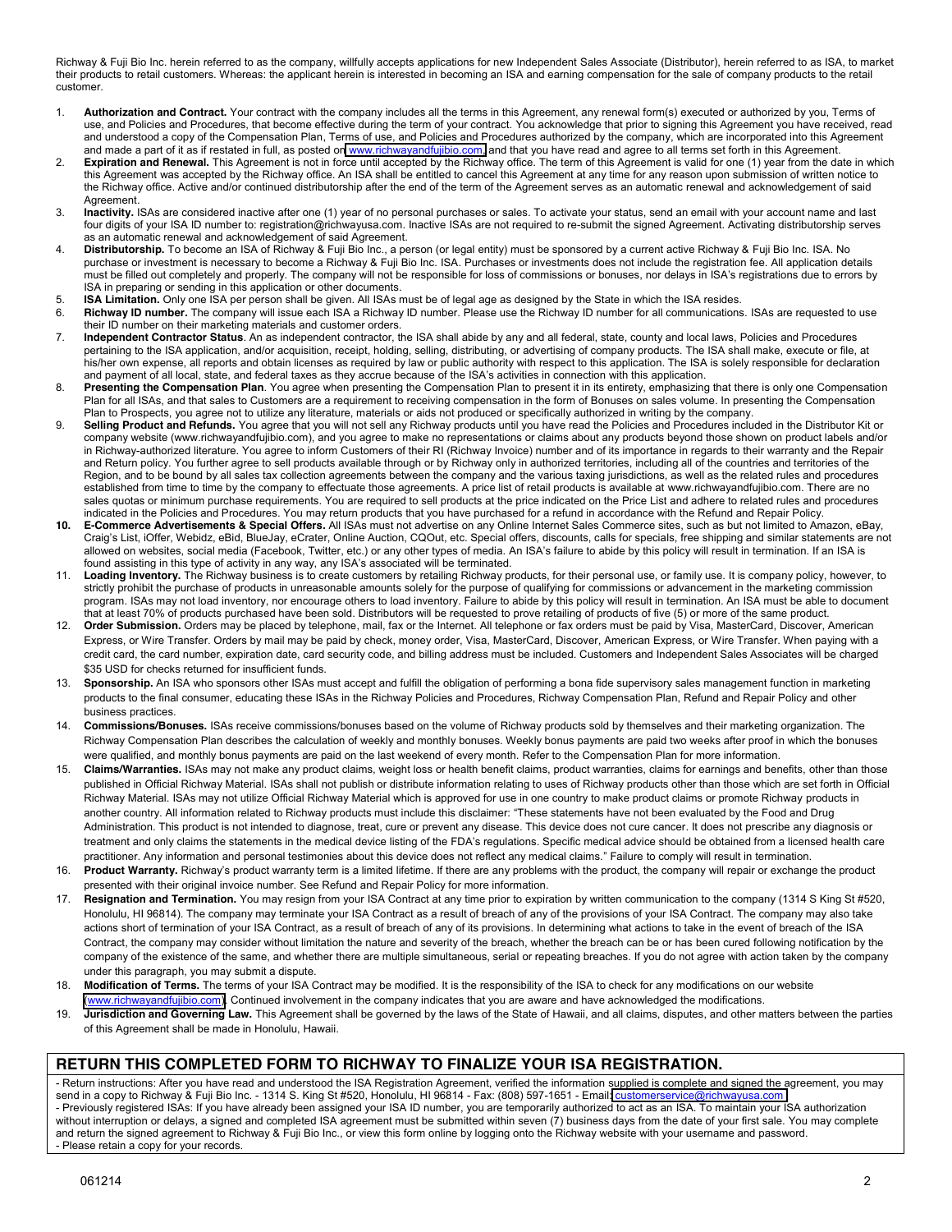Richway & Fuji Bio Inc. herein referred to as the company, willfully accepts applications for new Independent Sales Associate (Distributor), herein referred to as ISA, to market their products to retail customers. Whereas: the applicant herein is interested in becoming an ISA and earning compensation for the sale of company products to the retail customer.

1. **Authorization and Contract.** Your contract with the company includes all the terms in this Agreement, any renewal form(s) executed or authorized by you, Terms of use, and Policies and Procedures, that become effective during the term of your contract. You acknowledge that prior to signing this Agreement you have received, read and understood a copy of the Compensation Plan, Terms of use, and Policies and Procedures authorized by the company, which are incorporated into this Agreement and made a part of it as if restated in full, as posted on www.richwayandfujibio.com, and that you have read and agree to all terms set forth in this Agreement.
2. **Expiration and Renewal.** This Agreement is not in force until accepted by the Richway office. The term of this Agreement is valid for one (1) year from the date in which this Agreement was accepted by the Richway office. An ISA shall be entitled to cancel this Agreement at any time for any reason upon submission of written notice to the Richway office. Active and/or continued distributorship after the end of the term of the Agreement serves as an automatic renewal and acknowledgement of said Agreement.
3. **Inactivity.** ISAs are considered inactive after one (1) year of no personal purchases or sales. To activate your status, send an email with your account name and last four digits of your ISA ID number to: registration@richwayusa.com. Inactive ISAs are not required to re-submit the signed Agreement. Activating distributorship serves as an automatic renewal and acknowledgement of said Agreement.
4. **Distributorship.** To become an ISA of Richway & Fuji Bio Inc., a person (or legal entity) must be sponsored by a current active Richway & Fuji Bio Inc. ISA. No purchase or investment is necessary to become a Richway & Fuji Bio Inc. ISA. Purchases or investments does not include the registration fee. All application details must be filled out completely and properly. The company will not be responsible for loss of commissions or bonuses, nor delays in ISA's registrations due to errors by ISA in preparing or sending in this application or other documents.
5. **ISA Limitation.** Only one ISA per person shall be given. All ISAs must be of legal age as designed by the State in which the ISA resides.
6. **Richway ID number.** The company will issue each ISA a Richway ID number. Please use the Richway ID number for all communications. ISAs are requested to use their ID number on their marketing materials and customer orders.
7. **Independent Contractor Status**. An as independent contractor, the ISA shall abide by any and all federal, state, county and local laws, Policies and Procedures pertaining to the ISA application, and/or acquisition, receipt, holding, selling, distributing, or advertising of company products. The ISA shall make, execute or file, at his/her own expense, all reports and obtain licenses as required by law or public authority with respect to this application. The ISA is solely responsible for declaration and payment of all local, state, and federal taxes as they accrue because of the ISA's activities in connection with this application.
8. **Presenting the Compensation Plan**. You agree when presenting the Compensation Plan to present it in its entirety, emphasizing that there is only one Compensation Plan for all ISAs, and that sales to Customers are a requirement to receiving compensation in the form of Bonuses on sales volume. In presenting the Compensation Plan to Prospects, you agree not to utilize any literature, materials or aids not produced or specifically authorized in writing by the company.
9. **Selling Product and Refunds.** You agree that you will not sell any Richway products until you have read the Policies and Procedures included in the Distributor Kit or company website (www.richwayandfujibio.com), and you agree to make no representations or claims about any products beyond those shown on product labels and/or in Richway-authorized literature. You agree to inform Customers of their RI (Richway Invoice) number and of its importance in regards to their warranty and the Repair and Return policy. You further agree to sell products available through or by Richway only in authorized territories, including all of the countries and territories of the Region, and to be bound by all sales tax collection agreements between the company and the various taxing jurisdictions, as well as the related rules and procedures established from time to time by the company to effectuate those agreements. A price list of retail products is available at www.richwayandfujibio.com. There are no sales quotas or minimum purchase requirements. You are required to sell products at the price indicated on the Price List and adhere to related rules and procedures indicated in the Policies and Procedures. You may return products that you have purchased for a refund in accordance with the Refund and Repair Policy.
10. **E-Commerce Advertisements & Special Offers.** All ISAs must not advertise on any Online Internet Sales Commerce sites, such as but not limited to Amazon, eBay, Craig's List, iOffer, Webidz, eBid, BlueJay, eCrater, Online Auction, CQOut, etc. Special offers, discounts, calls for specials, free shipping and similar statements are not allowed on websites, social media (Facebook, Twitter, etc.) or any other types of media. An ISA's failure to abide by this policy will result in termination. If an ISA is found assisting in this type of activity in any way, any ISA's associated will be terminated.
11. **Loading Inventory.** The Richway business is to create customers by retailing Richway products, for their personal use, or family use. It is company policy, however, to strictly prohibit the purchase of products in unreasonable amounts solely for the purpose of qualifying for commissions or advancement in the marketing commission program. ISAs may not load inventory, nor encourage others to load inventory. Failure to abide by this policy will result in termination. An ISA must be able to document that at least 70% of products purchased have been sold. Distributors will be requested to prove retailing of products of five (5) or more of the same product.
12. **Order Submission.** Orders may be placed by telephone, mail, fax or the Internet. All telephone or fax orders must be paid by Visa, MasterCard, Discover, American Express, or Wire Transfer. Orders by mail may be paid by check, money order, Visa, MasterCard, Discover, American Express, or Wire Transfer. When paying with a credit card, the card number, expiration date, card security code, and billing address must be included. Customers and Independent Sales Associates will be charged $35 USD for checks returned for insufficient funds.
13. **Sponsorship.** An ISA who sponsors other ISAs must accept and fulfill the obligation of performing a bona fide supervisory sales management function in marketing products to the final consumer, educating these ISAs in the Richway Policies and Procedures, Richway Compensation Plan, Refund and Repair Policy and other business practices.
14. **Commissions/Bonuses.** ISAs receive commissions/bonuses based on the volume of Richway products sold by themselves and their marketing organization. The Richway Compensation Plan describes the calculation of weekly and monthly bonuses. Weekly bonus payments are paid two weeks after proof in which the bonuses were qualified, and monthly bonus payments are paid on the last weekend of every month. Refer to the Compensation Plan for more information.
15. **Claims/Warranties.** ISAs may not make any product claims, weight loss or health benefit claims, product warranties, claims for earnings and benefits, other than those published in Official Richway Material. ISAs shall not publish or distribute information relating to uses of Richway products other than those which are set forth in Official Richway Material. ISAs may not utilize Official Richway Material which is approved for use in one country to make product claims or promote Richway products in another country. All information related to Richway products must include this disclaimer: "These statements have not been evaluated by the Food and Drug Administration. This product is not intended to diagnose, treat, cure or prevent any disease. This device does not cure cancer. It does not prescribe any diagnosis or treatment and only claims the statements in the medical device listing of the FDA's regulations. Specific medical advice should be obtained from a licensed health care practitioner. Any information and personal testimonies about this device does not reflect any medical claims." Failure to comply will result in termination.
16. **Product Warranty.** Richway's product warranty term is a limited lifetime. If there are any problems with the product, the company will repair or exchange the product presented with their original invoice number. See Refund and Repair Policy for more information.
17. **Resignation and Termination.** You may resign from your ISA Contract at any time prior to expiration by written communication to the company (1314 S King St #520, Honolulu, HI 96814). The company may terminate your ISA Contract as a result of breach of any of the provisions of your ISA Contract. The company may also take actions short of termination of your ISA Contract, as a result of breach of any of its provisions. In determining what actions to take in the event of breach of the ISA Contract, the company may consider without limitation the nature and severity of the breach, whether the breach can be or has been cured following notification by the company of the existence of the same, and whether there are multiple simultaneous, serial or repeating breaches. If you do not agree with action taken by the company under this paragraph, you may submit a dispute.
18. **Modification of Terms.** The terms of your ISA Contract may be modified. It is the responsibility of the ISA to check for any modifications on our website (www.richwayandfujibio.com). Continued involvement in the company indicates that you are aware and have acknowledged the modifications.
19. **Jurisdiction and Governing Law.** This Agreement shall be governed by the laws of the State of Hawaii, and all claims, disputes, and other matters between the parties of this Agreement shall be made in Honolulu, Hawaii.

## RETURN THIS COMPLETED FORM TO RICHWAY TO FINALIZE YOUR ISA REGISTRATION.

- Return instructions: After you have read and understood the ISA Registration Agreement, verified the information supplied is complete and signed the agreement, you may send in a copy to Richway & Fuji Bio Inc. - 1314 S. King St #520, Honolulu, HI 96814 - Fax: (808) 597-1651 - Email: customerservice@richwayusa.com
- Previously registered ISAs: If you have already been assigned your ISA ID number, you are temporarily authorized to act as an ISA. To maintain your ISA authorization without interruption or delays, a signed and completed ISA agreement must be submitted within seven (7) business days from the date of your first sale. You may complete and return the signed agreement to Richway & Fuji Bio Inc., or view this form online by logging onto the Richway website with your username and password.
- Please retain a copy for your records.

061214